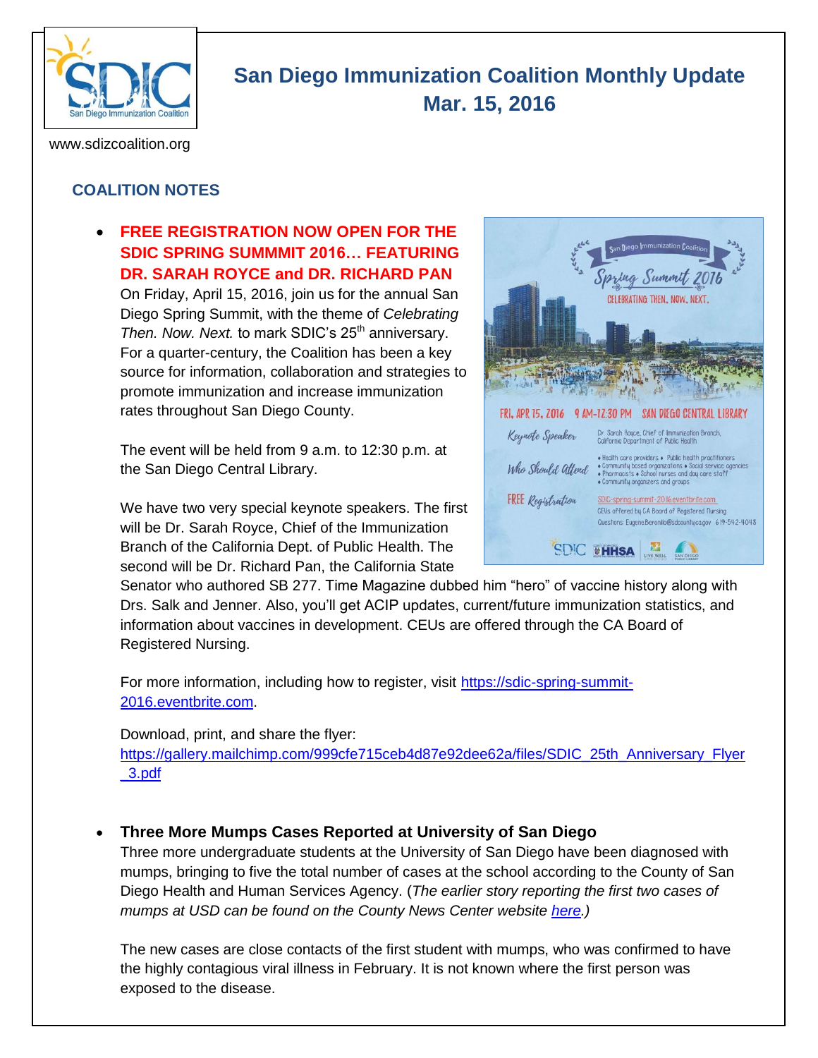# San Diego Immunization Coalition Monthly Update

## Mar. 15, 2016

www.sdizcoalition.org

## COALITION NOTES

- **FREE REGISTRATION NOW OPEN FOR THE SDIC SPRING SUMMMIT 2016… FEATURING DR. SARAH ROYCE and DR. RICHARD PAN**

  On Friday, April 15, 2016, join us for the annual San Diego Spring Summit, with the theme of *Celebrating Then. Now. Next.* to mark SDIC's 25th anniversary. For a quarter-century, the Coalition has been a key source for information, collaboration and strategies to promote immunization and increase immunization rates throughout San Diego County.

  The event will be held from 9 a.m. to 12:30 p.m. at the San Diego Central Library.

  We have two very special keynote speakers. The first will be Dr. Sarah Royce, Chief of the Immunization Branch of the California Dept. of Public Health. The second will be Dr. Richard Pan, the California State Senator who authored SB 277. Time Magazine dubbed him "hero" of vaccine history along with Drs. Salk and Jenner. Also, you'll get ACIP updates, current/future immunization statistics, and information about vaccines in development. CEUs are offered through the CA Board of Registered Nursing.

  For more information, including how to register, visit https://sdic-spring-summit-2016.eventbrite.com.

  Download, print, and share the flyer: https://gallery.mailchimp.com/999cfe715ceb4d87e92dee62a/files/SDIC_25th_Anniversary_Flyer_3.pdf

- **Three More Mumps Cases Reported at University of San Diego**

  Three more undergraduate students at the University of San Diego have been diagnosed with mumps, bringing to five the total number of cases at the school according to the County of San Diego Health and Human Services Agency. (*The earlier story reporting the first two cases of mumps at USD can be found on the County News Center website here.*)

  The new cases are close contacts of the first student with mumps, who was confirmed to have the highly contagious viral illness in February. It is not known where the first person was exposed to the disease.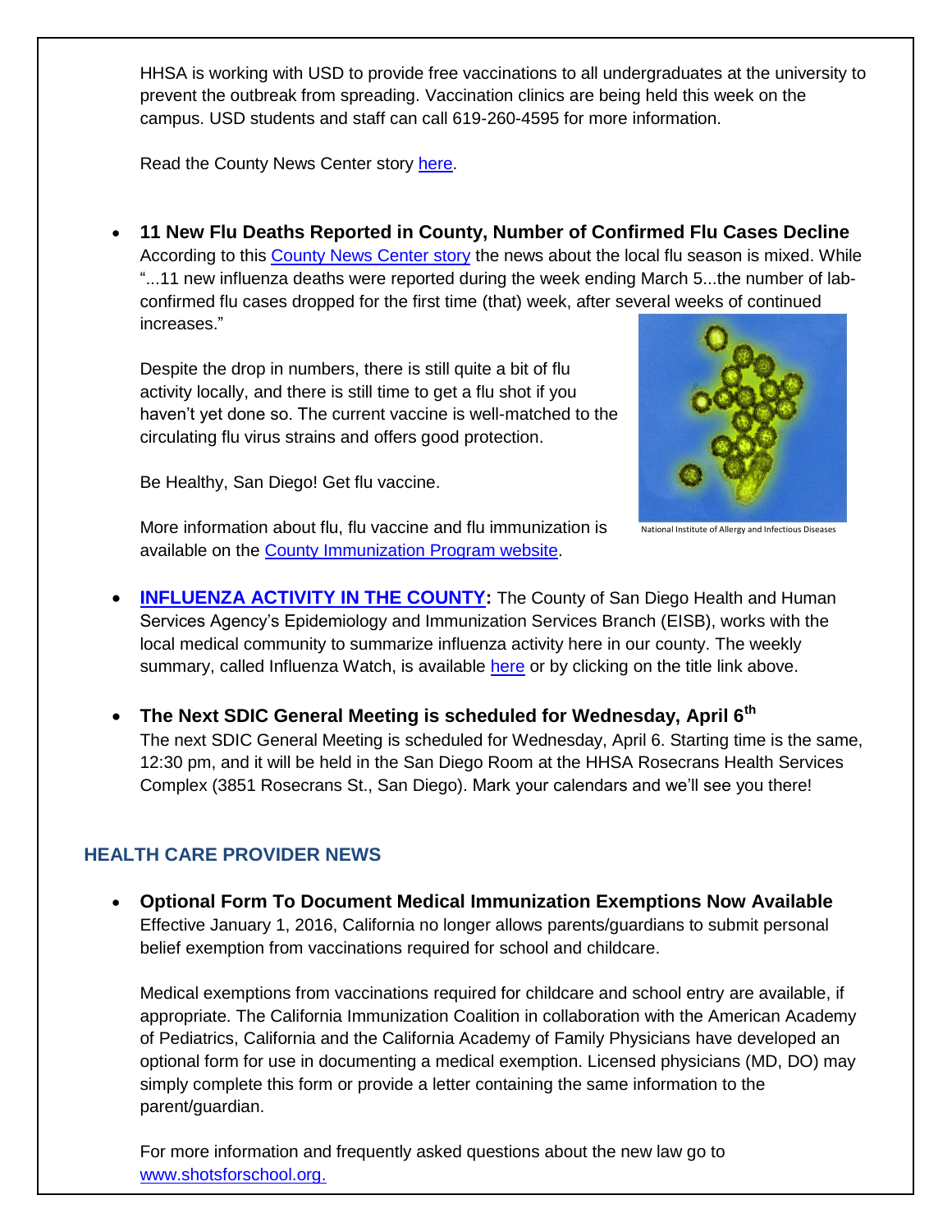HHSA is working with USD to provide free vaccinations to all undergraduates at the university to prevent the outbreak from spreading. Vaccination clinics are being held this week on the campus. USD students and staff can call 619-260-4595 for more information.

Read the County News Center story here.

- **11 New Flu Deaths Reported in County, Number of Confirmed Flu Cases Decline**
  According to this County News Center story the news about the local flu season is mixed. While "...11 new influenza deaths were reported during the week ending March 5...the number of lab-confirmed flu cases dropped for the first time (that) week, after several weeks of continued increases."

  Despite the drop in numbers, there is still quite a bit of flu activity locally, and there is still time to get a flu shot if you haven't yet done so. The current vaccine is well-matched to the circulating flu virus strains and offers good protection.

  Be Healthy, San Diego! Get flu vaccine.

  More information about flu, flu vaccine and flu immunization is available on the County Immunization Program website.

  National Institute of Allergy and Infectious Diseases

- **INFLUENZA ACTIVITY IN THE COUNTY:** The County of San Diego Health and Human Services Agency's Epidemiology and Immunization Services Branch (EISB), works with the local medical community to summarize influenza activity here in our county. The weekly summary, called Influenza Watch, is available here or by clicking on the title link above.

- **The Next SDIC General Meeting is scheduled for Wednesday, April 6th**
  The next SDIC General Meeting is scheduled for Wednesday, April 6. Starting time is the same, 12:30 pm, and it will be held in the San Diego Room at the HHSA Rosecrans Health Services Complex (3851 Rosecrans St., San Diego). Mark your calendars and we'll see you there!

## HEALTH CARE PROVIDER NEWS

- **Optional Form To Document Medical Immunization Exemptions Now Available**
  Effective January 1, 2016, California no longer allows parents/guardians to submit personal belief exemption from vaccinations required for school and childcare.

  Medical exemptions from vaccinations required for childcare and school entry are available, if appropriate. The California Immunization Coalition in collaboration with the American Academy of Pediatrics, California and the California Academy of Family Physicians have developed an optional form for use in documenting a medical exemption. Licensed physicians (MD, DO) may simply complete this form or provide a letter containing the same information to the parent/guardian.

  For more information and frequently asked questions about the new law go to www.shotsforschool.org.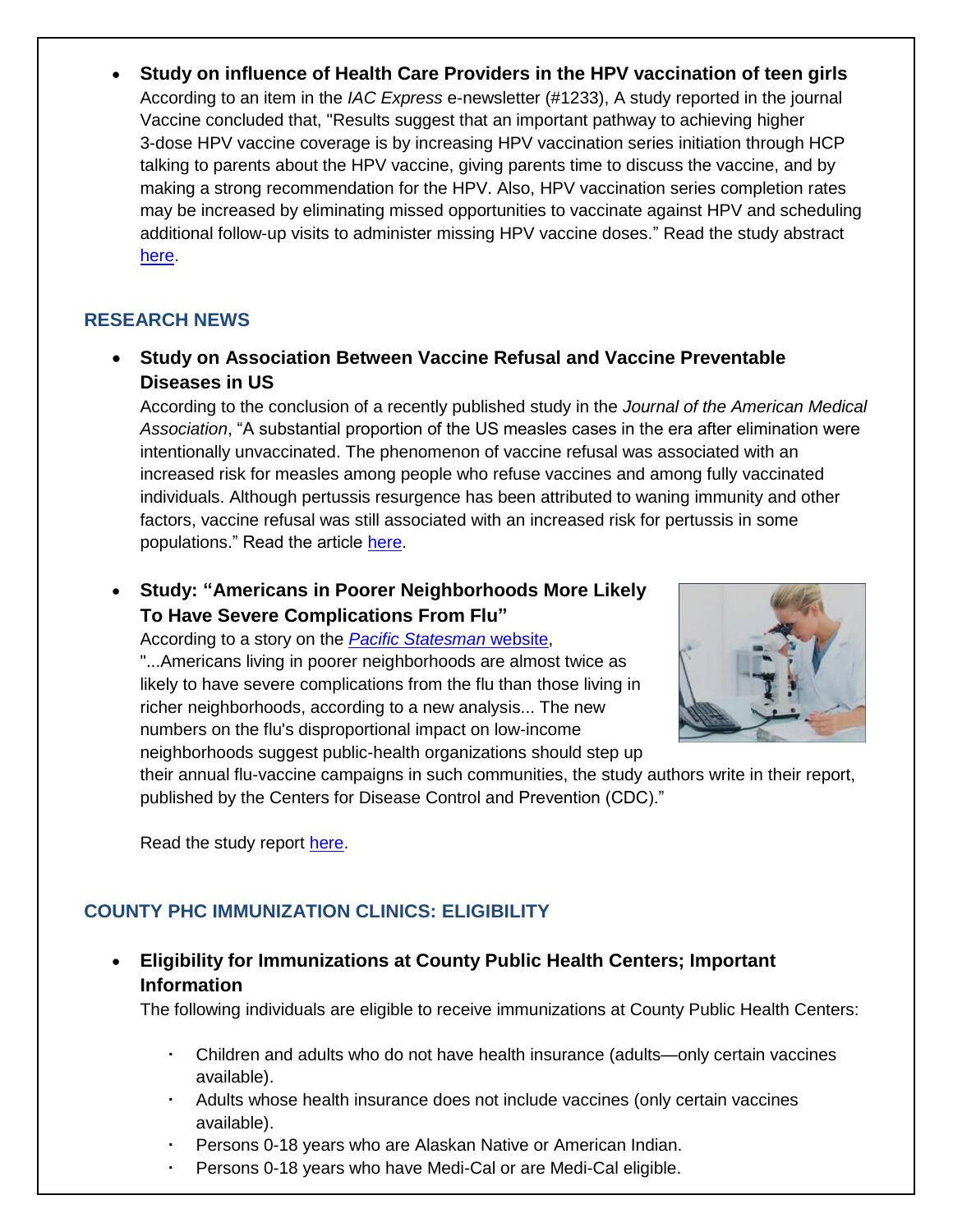- **Study on influence of Health Care Providers in the HPV vaccination of teen girls**
  According to an item in the *IAC Express* e-newsletter (#1233), A study reported in the journal Vaccine concluded that, "Results suggest that an important pathway to achieving higher 3-dose HPV vaccine coverage is by increasing HPV vaccination series initiation through HCP talking to parents about the HPV vaccine, giving parents time to discuss the vaccine, and by making a strong recommendation for the HPV. Also, HPV vaccination series completion rates may be increased by eliminating missed opportunities to vaccinate against HPV and scheduling additional follow-up visits to administer missing HPV vaccine doses." Read the study abstract here.

## RESEARCH NEWS

- **Study on Association Between Vaccine Refusal and Vaccine Preventable Diseases in US**
  According to the conclusion of a recently published study in the *Journal of the American Medical Association*, "A substantial proportion of the US measles cases in the era after elimination were intentionally unvaccinated. The phenomenon of vaccine refusal was associated with an increased risk for measles among people who refuse vaccines and among fully vaccinated individuals. Although pertussis resurgence has been attributed to waning immunity and other factors, vaccine refusal was still associated with an increased risk for pertussis in some populations." Read the article here.

- **Study: "Americans in Poorer Neighborhoods More Likely To Have Severe Complications From Flu"**
  According to a story on the *Pacific Statesman* website, "...Americans living in poorer neighborhoods are almost twice as likely to have severe complications from the flu than those living in richer neighborhoods, according to a new analysis... The new numbers on the flu's disproportional impact on low-income neighborhoods suggest public-health organizations should step up their annual flu-vaccine campaigns in such communities, the study authors write in their report, published by the Centers for Disease Control and Prevention (CDC)."

  Read the study report here.

## COUNTY PHC IMMUNIZATION CLINICS: ELIGIBILITY

- **Eligibility for Immunizations at County Public Health Centers; Important Information**
  The following individuals are eligible to receive immunizations at County Public Health Centers:

  - Children and adults who do not have health insurance (adults—only certain vaccines available).
  - Adults whose health insurance does not include vaccines (only certain vaccines available).
  - Persons 0-18 years who are Alaskan Native or American Indian.
  - Persons 0-18 years who have Medi-Cal or are Medi-Cal eligible.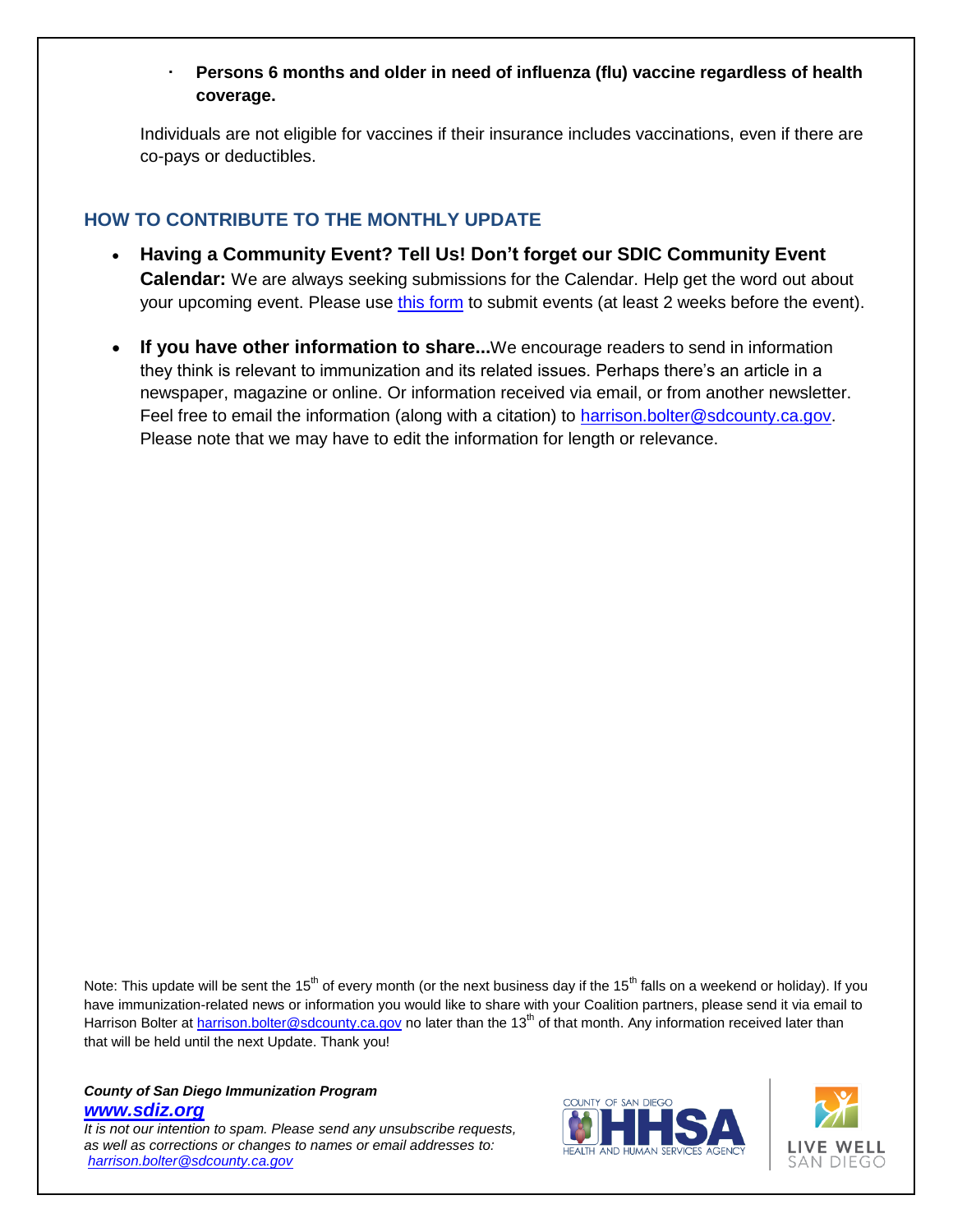- **Persons 6 months and older in need of influenza (flu) vaccine regardless of health coverage.**

Individuals are not eligible for vaccines if their insurance includes vaccinations, even if there are co-pays or deductibles.

## HOW TO CONTRIBUTE TO THE MONTHLY UPDATE

- **Having a Community Event? Tell Us! Don't forget our SDIC Community Event Calendar:** We are always seeking submissions for the Calendar. Help get the word out about your upcoming event. Please use this form to submit events (at least 2 weeks before the event).
- **If you have other information to share...**We encourage readers to send in information they think is relevant to immunization and its related issues. Perhaps there's an article in a newspaper, magazine or online. Or information received via email, or from another newsletter. Feel free to email the information (along with a citation) to harrison.bolter@sdcounty.ca.gov. Please note that we may have to edit the information for length or relevance.

Note: This update will be sent the 15th of every month (or the next business day if the 15th falls on a weekend or holiday). If you have immunization-related news or information you would like to share with your Coalition partners, please send it via email to Harrison Bolter at harrison.bolter@sdcounty.ca.gov no later than the 13th of that month. Any information received later than that will be held until the next Update. Thank you!

***County of San Diego Immunization Program***
***www.sdiz.org***
*It is not our intention to spam. Please send any unsubscribe requests, as well as corrections or changes to names or email addresses to: harrison.bolter@sdcounty.ca.gov*

COUNTY OF SAN DIEGO HHSA HEALTH AND HUMAN SERVICES AGENCY

LIVE WELL SAN DIEGO